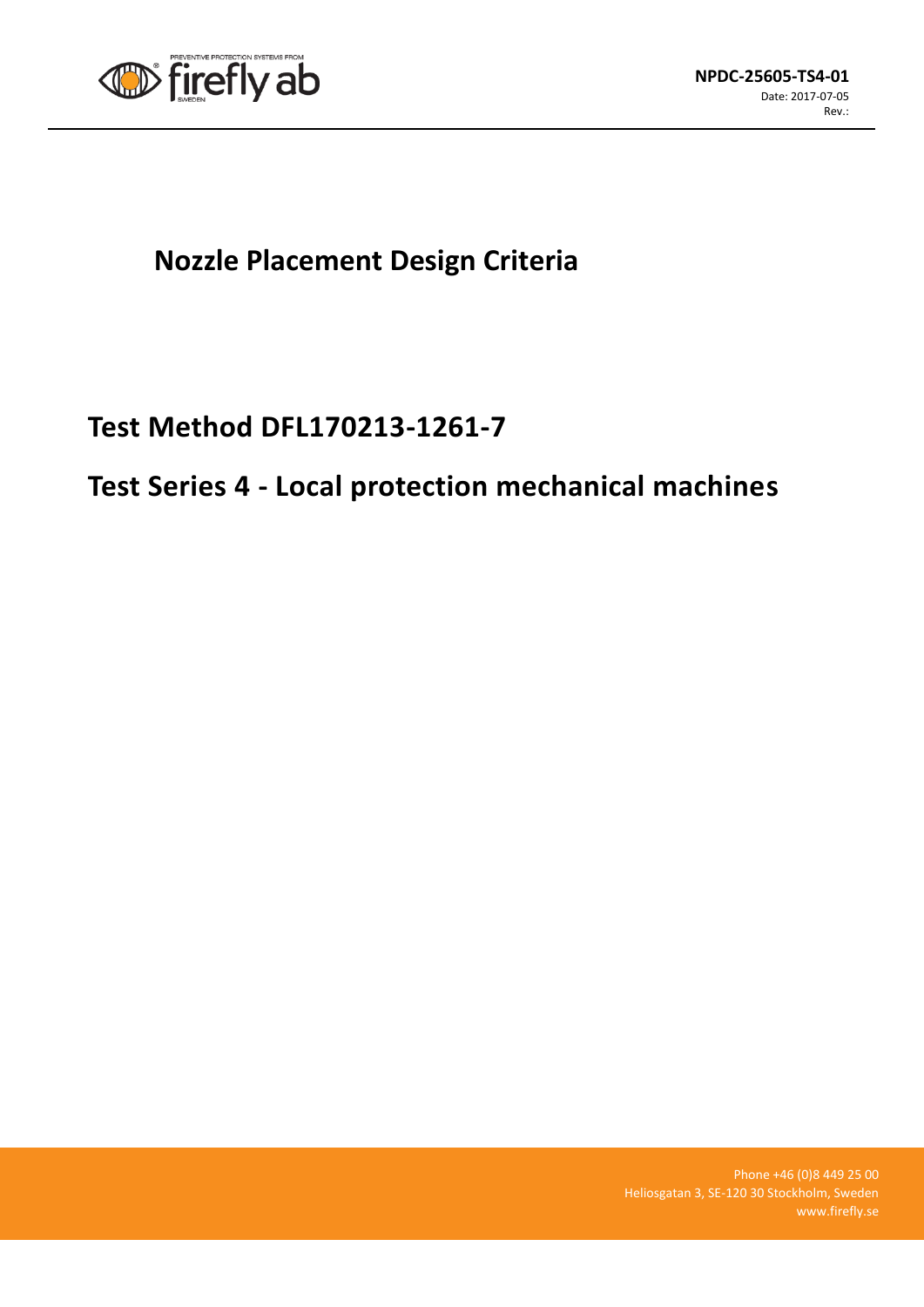**NPDC-25605-TS4-01**
Date: 2017-07-05
Rev.:

# Nozzle Placement Design Criteria

## Test Method DFL170213-1261-7

## Test Series 4 - Local protection mechanical machines

Phone +46 (0)8 449 25 00
Heliosgatan 3, SE-120 30 Stockholm, Sweden
www.firefly.se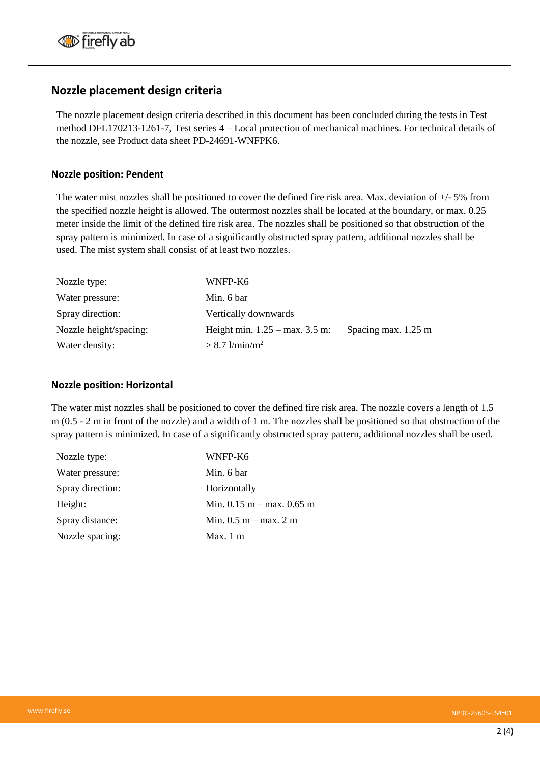## Nozzle placement design criteria

The nozzle placement design criteria described in this document has been concluded during the tests in Test method DFL170213-1261-7, Test series 4 – Local protection of mechanical machines. For technical details of the nozzle, see Product data sheet PD-24691-WNFPK6.

### Nozzle position: Pendent

The water mist nozzles shall be positioned to cover the defined fire risk area. Max. deviation of +/- 5% from the specified nozzle height is allowed. The outermost nozzles shall be located at the boundary, or max. 0.25 meter inside the limit of the defined fire risk area. The nozzles shall be positioned so that obstruction of the spray pattern is minimized. In case of a significantly obstructed spray pattern, additional nozzles shall be used. The mist system shall consist of at least two nozzles.

| | | |
|---|---|---|
| Nozzle type: | WNFP-K6 | |
| Water pressure: | Min. 6 bar | |
| Spray direction: | Vertically downwards | |
| Nozzle height/spacing: | Height min. 1.25 – max. 3.5 m: | Spacing max. 1.25 m |
| Water density: | > 8.7 l/min/m$^2$ | |

### Nozzle position: Horizontal

The water mist nozzles shall be positioned to cover the defined fire risk area. The nozzle covers a length of 1.5 m (0.5 - 2 m in front of the nozzle) and a width of 1 m. The nozzles shall be positioned so that obstruction of the spray pattern is minimized. In case of a significantly obstructed spray pattern, additional nozzles shall be used.

| | |
|---|---|
| Nozzle type: | WNFP-K6 |
| Water pressure: | Min. 6 bar |
| Spray direction: | Horizontally |
| Height: | Min. 0.15 m – max. 0.65 m |
| Spray distance: | Min. 0.5 m – max. 2 m |
| Nozzle spacing: | Max. 1 m |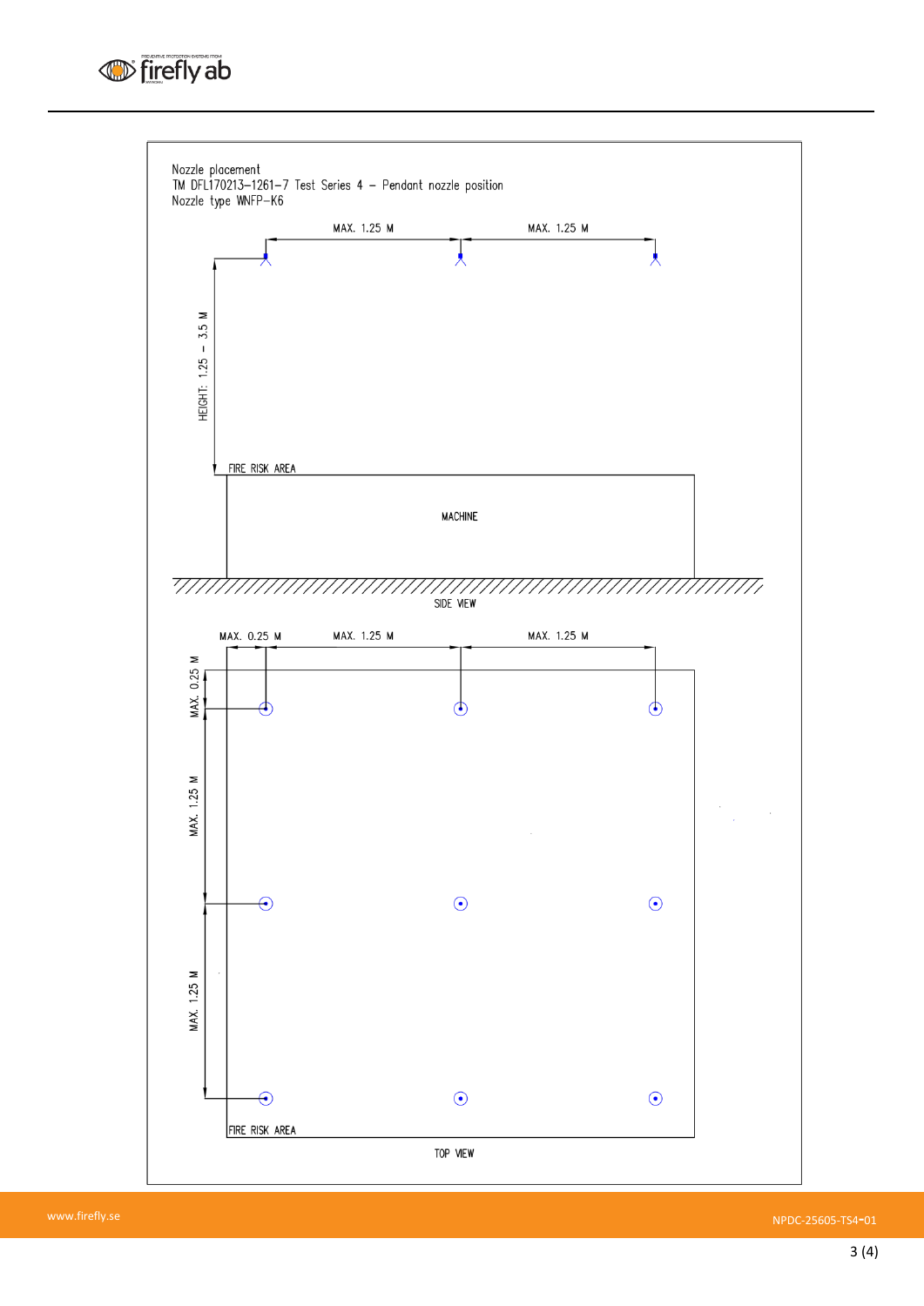Nozzle placement
TM DFL170213–1261–7 Test Series 4 – Pendant nozzle position
Nozzle type WNFP–K6

MAX. 1.25 M

MAX. 1.25 M

HEIGHT: 1.25 – 3.5 M

FIRE RISK AREA

MACHINE

SIDE VIEW

MAX. 0.25 M

MAX. 1.25 M

MAX. 1.25 M

MAX. 0.25 M

MAX. 1.25 M

MAX. 1.25 M

FIRE RISK AREA

TOP VIEW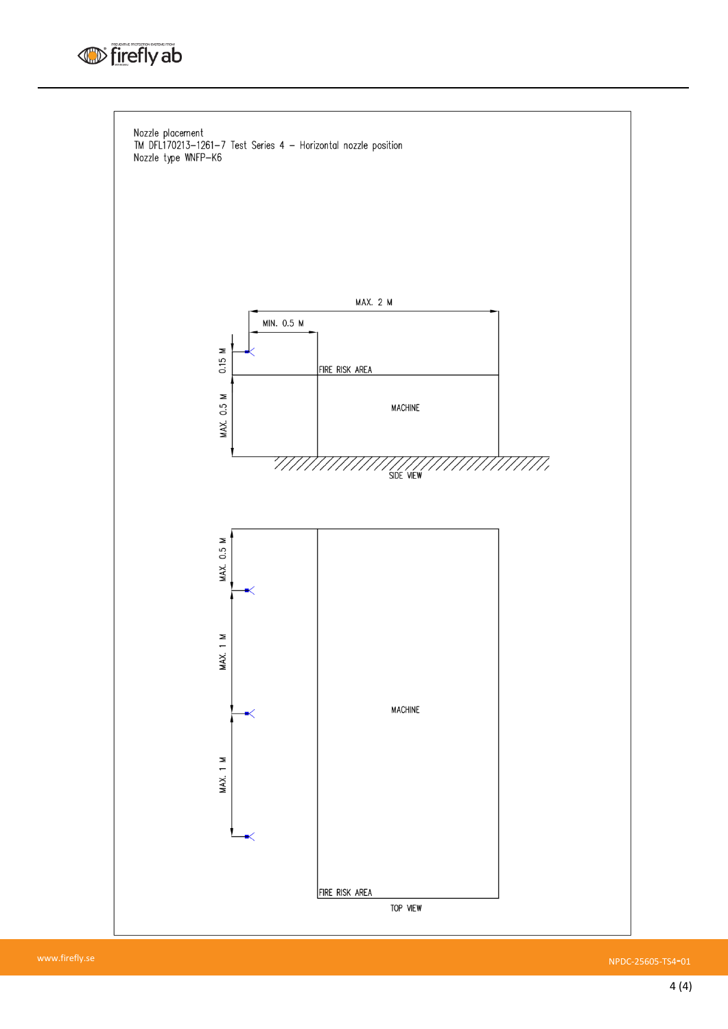Nozzle placement
TM DFL170213-1261-7 Test Series 4 – Horizontal nozzle position
Nozzle type WNFP-K6

MAX. 2 M

MIN. 0.5 M

0.15 M

FIRE RISK AREA

MAX. 0.5 M

MACHINE

SIDE VIEW

MAX. 0.5 M

MAX. 1 M

MACHINE

MAX. 1 M

FIRE RISK AREA

TOP VIEW